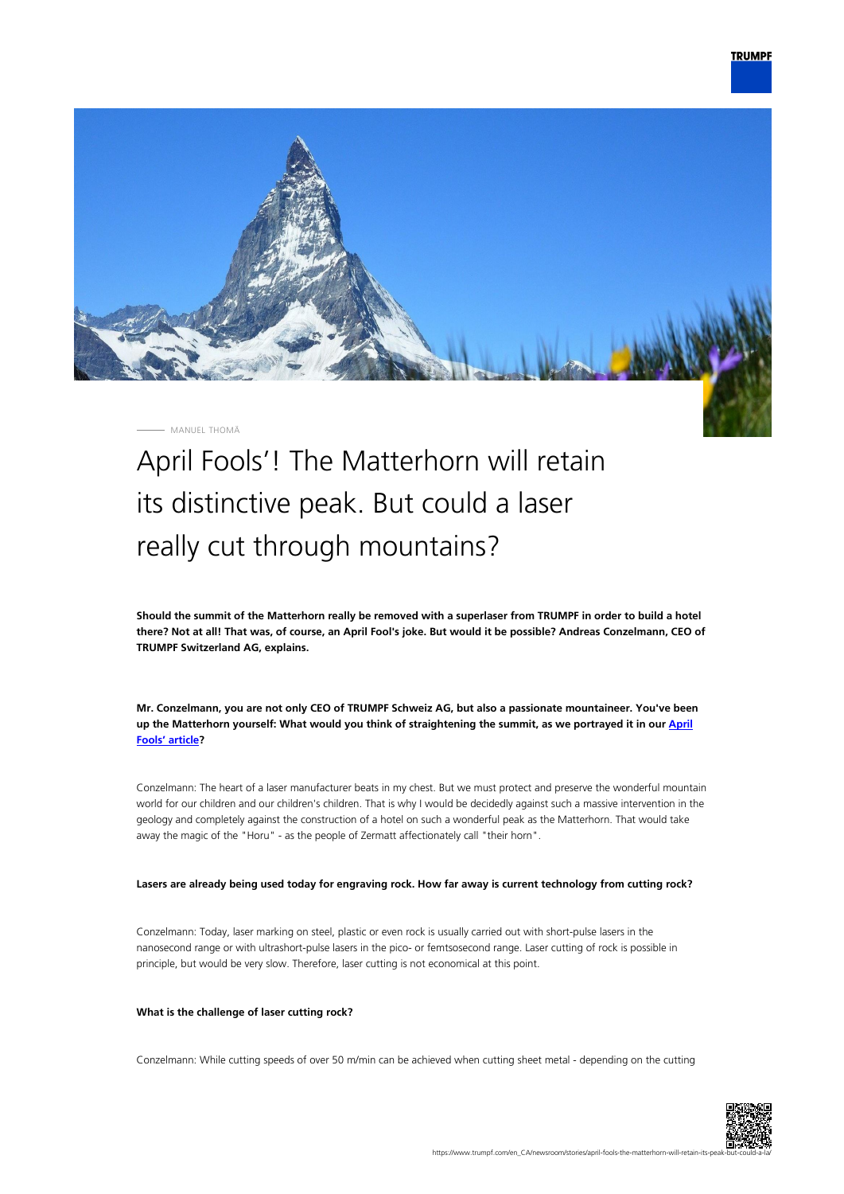MANUEL THOMÄ

# April Fools'! The Matterhorn will retain its distinctive peak. But could a laser really cut through mountains?

**Should the summit of the Matterhorn really be removed with a superlaser from TRUMPF in order to build a hotel there? Not at all! That was, of course, an April Fool's joke. But would it be possible? Andreas Conzelmann, CEO of TRUMPF Switzerland AG, explains.**

**Mr. Conzelmann, you are not only CEO of TRUMPF Schweiz AG, but also a passionate mountaineer. You've been up the Matterhorn yourself: What would you think of straightening the summit, as we portrayed it in our April Fools' article?**

Conzelmann: The heart of a laser manufacturer beats in my chest. But we must protect and preserve the wonderful mountain world for our children and our children's children. That is why I would be decidedly against such a massive intervention in the geology and completely against the construction of a hotel on such a wonderful peak as the Matterhorn. That would take away the magic of the "Horu" - as the people of Zermatt affectionately call "their horn".

**Lasers are already being used today for engraving rock. How far away is current technology from cutting rock?**

Conzelmann: Today, laser marking on steel, plastic or even rock is usually carried out with short-pulse lasers in the nanosecond range or with ultrashort-pulse lasers in the pico- or femtsosecond range. Laser cutting of rock is possible in principle, but would be very slow. Therefore, laser cutting is not economical at this point.

**What is the challenge of laser cutting rock?**

Conzelmann: While cutting speeds of over 50 m/min can be achieved when cutting sheet metal - depending on the cutting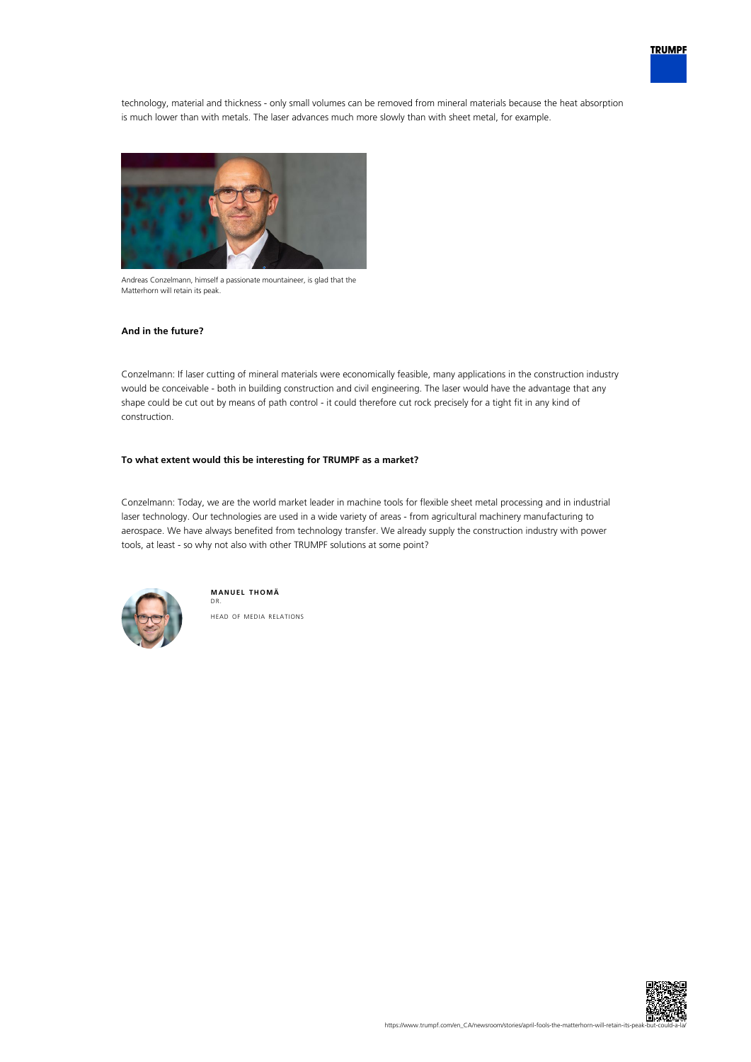technology, material and thickness - only small volumes can be removed from mineral materials because the heat absorption is much lower than with metals. The laser advances much more slowly than with sheet metal, for example.

Andreas Conzelmann, himself a passionate mountaineer, is glad that the Matterhorn will retain its peak.

**And in the future?**

Conzelmann: If laser cutting of mineral materials were economically feasible, many applications in the construction industry would be conceivable - both in building construction and civil engineering. The laser would have the advantage that any shape could be cut out by means of path control - it could therefore cut rock precisely for a tight fit in any kind of construction.

**To what extent would this be interesting for TRUMPF as a market?**

Conzelmann: Today, we are the world market leader in machine tools for flexible sheet metal processing and in industrial laser technology. Our technologies are used in a wide variety of areas - from agricultural machinery manufacturing to aerospace. We have always benefited from technology transfer. We already supply the construction industry with power tools, at least - so why not also with other TRUMPF solutions at some point?

**MANUEL THOMÄ**
DR.
HEAD OF MEDIA RELATIONS